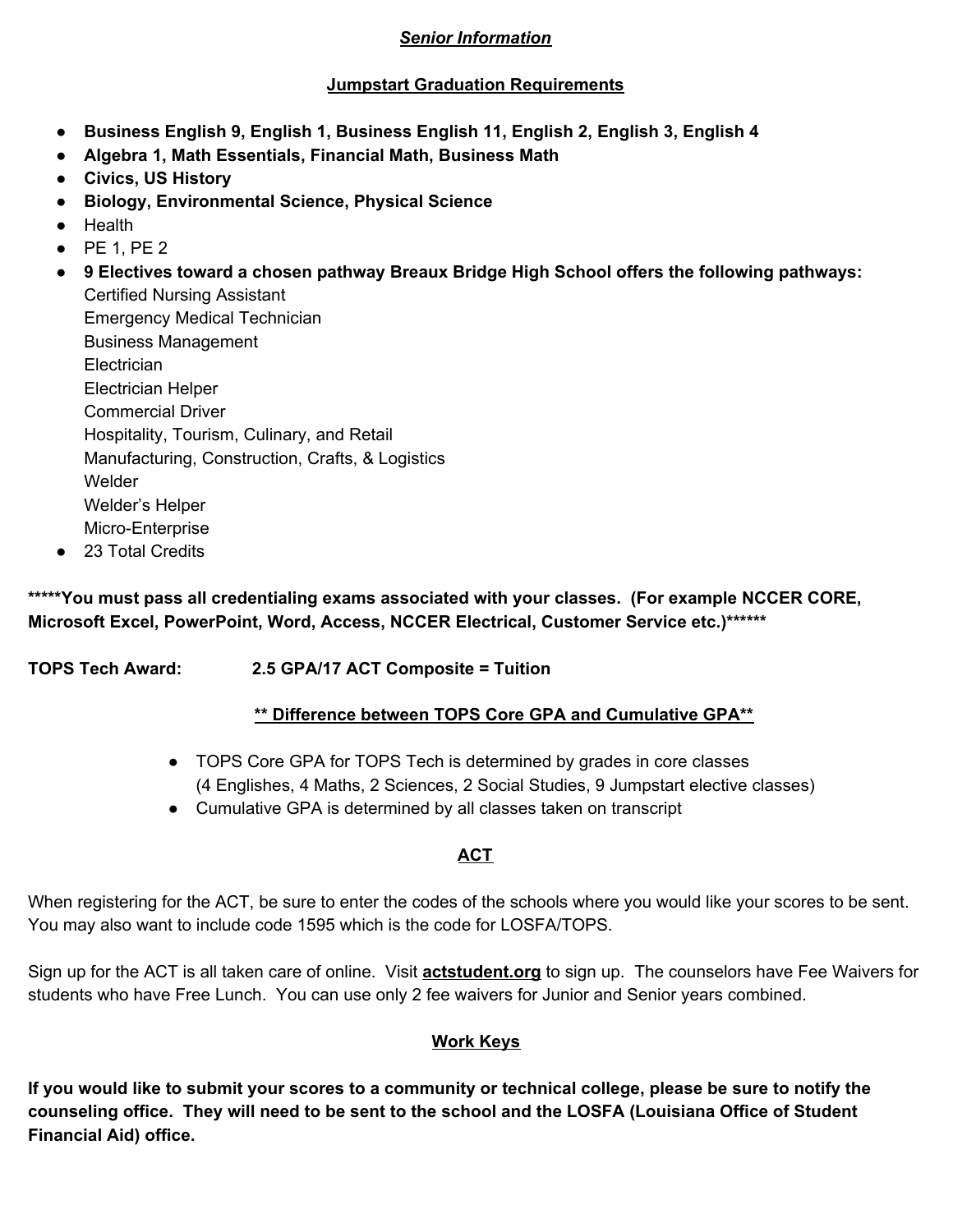## ***Senior Information***

### Jumpstart Graduation Requirements

- **Business English 9, English 1, Business English 11, English 2, English 3, English 4**
- **Algebra 1, Math Essentials, Financial Math, Business Math**
- **Civics, US History**
- **Biology, Environmental Science, Physical Science**
- Health
- PE 1, PE 2
- **9 Electives toward a chosen pathway Breaux Bridge High School offers the following pathways:**
  Certified Nursing Assistant
  Emergency Medical Technician
  Business Management
  Electrician
  Electrician Helper
  Commercial Driver
  Hospitality, Tourism, Culinary, and Retail
  Manufacturing, Construction, Crafts, & Logistics
  Welder
  Welder's Helper
  Micro-Enterprise
- 23 Total Credits

**\*\*\*\*\*You must pass all credentialing exams associated with your classes. (For example NCCER CORE, Microsoft Excel, PowerPoint, Word, Access, NCCER Electrical, Customer Service etc.)\*\*\*\*\*\***

**TOPS Tech Award:** **2.5 GPA/17 ACT Composite = Tuition**

### \*\* Difference between TOPS Core GPA and Cumulative GPA\*\*

- TOPS Core GPA for TOPS Tech is determined by grades in core classes (4 Englishes, 4 Maths, 2 Sciences, 2 Social Studies, 9 Jumpstart elective classes)
- Cumulative GPA is determined by all classes taken on transcript

### ACT

When registering for the ACT, be sure to enter the codes of the schools where you would like your scores to be sent. You may also want to include code 1595 which is the code for LOSFA/TOPS.

Sign up for the ACT is all taken care of online. Visit **actstudent.org** to sign up. The counselors have Fee Waivers for students who have Free Lunch. You can use only 2 fee waivers for Junior and Senior years combined.

### Work Keys

**If you would like to submit your scores to a community or technical college, please be sure to notify the counseling office. They will need to be sent to the school and the LOSFA (Louisiana Office of Student Financial Aid) office.**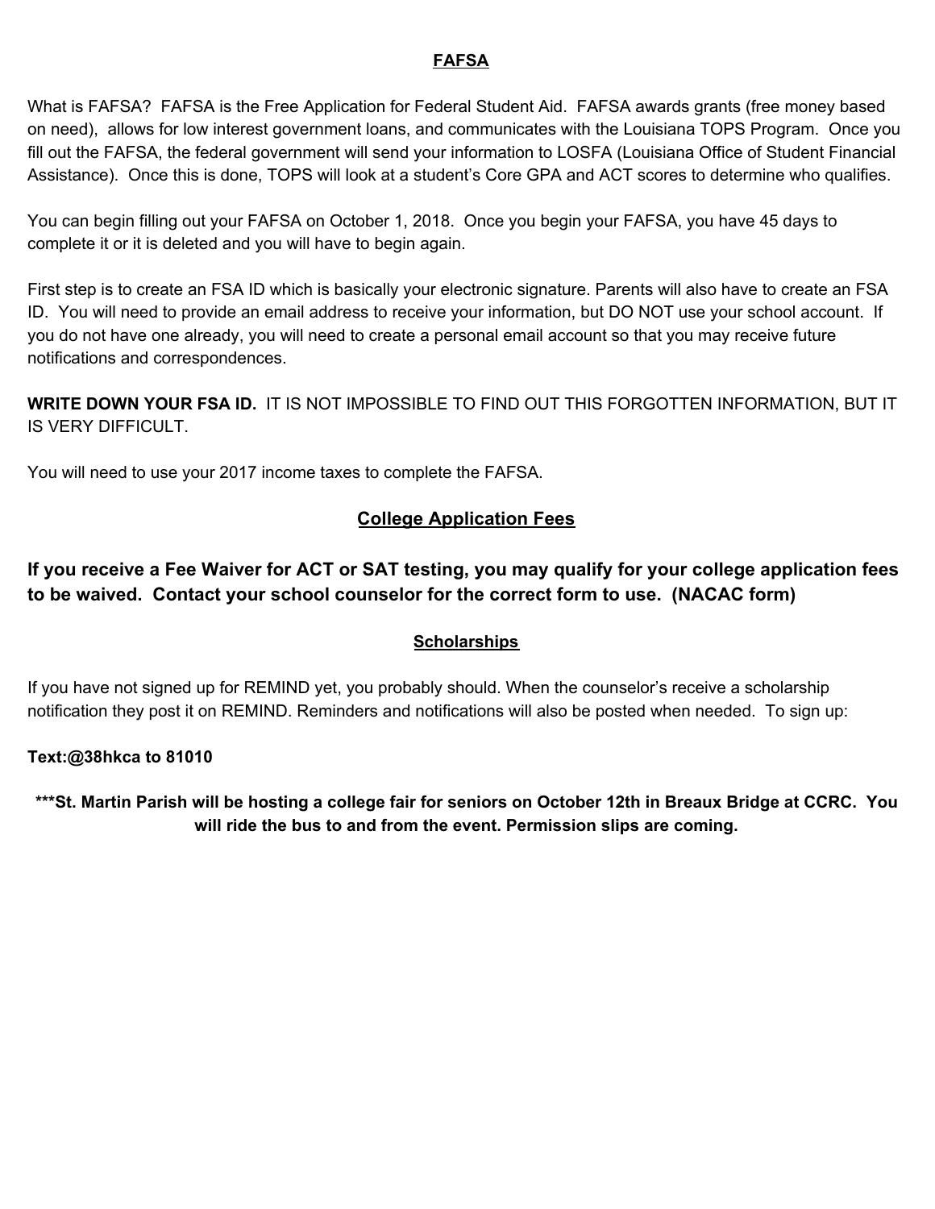## FAFSA

What is FAFSA? FAFSA is the Free Application for Federal Student Aid. FAFSA awards grants (free money based on need), allows for low interest government loans, and communicates with the Louisiana TOPS Program. Once you fill out the FAFSA, the federal government will send your information to LOSFA (Louisiana Office of Student Financial Assistance). Once this is done, TOPS will look at a student's Core GPA and ACT scores to determine who qualifies.

You can begin filling out your FAFSA on October 1, 2018. Once you begin your FAFSA, you have 45 days to complete it or it is deleted and you will have to begin again.

First step is to create an FSA ID which is basically your electronic signature. Parents will also have to create an FSA ID. You will need to provide an email address to receive your information, but DO NOT use your school account. If you do not have one already, you will need to create a personal email account so that you may receive future notifications and correspondences.

**WRITE DOWN YOUR FSA ID.** IT IS NOT IMPOSSIBLE TO FIND OUT THIS FORGOTTEN INFORMATION, BUT IT IS VERY DIFFICULT.

You will need to use your 2017 income taxes to complete the FAFSA.

## College Application Fees

**If you receive a Fee Waiver for ACT or SAT testing, you may qualify for your college application fees to be waived. Contact your school counselor for the correct form to use. (NACAC form)**

## Scholarships

If you have not signed up for REMIND yet, you probably should. When the counselor's receive a scholarship notification they post it on REMIND. Reminders and notifications will also be posted when needed. To sign up:

**Text:@38hkca to 81010**

**\*\*\*St. Martin Parish will be hosting a college fair for seniors on October 12th in Breaux Bridge at CCRC. You will ride the bus to and from the event. Permission slips are coming.**